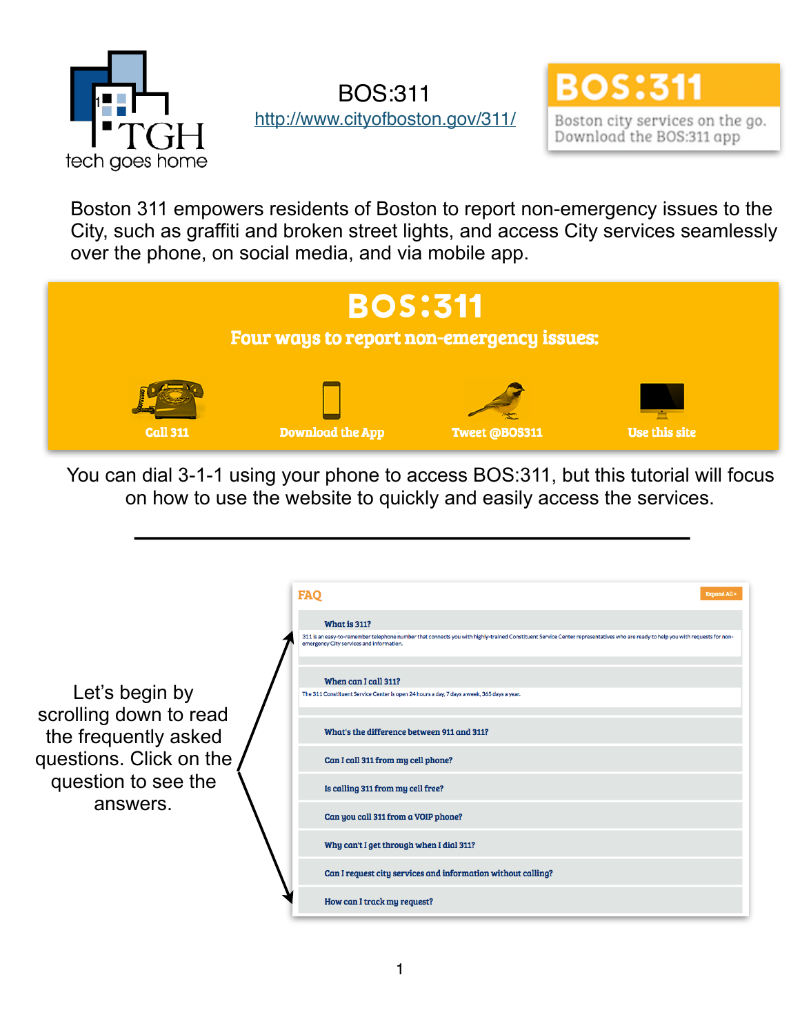# BOS:311

http://www.cityofboston.gov/311/

BOS:311

Boston city services on the go.
Download the BOS:311 app

Boston 311 empowers residents of Boston to report non-emergency issues to the City, such as graffiti and broken street lights, and access City services seamlessly over the phone, on social media, and via mobile app.

BOS:311

Four ways to report non-emergency issues:

Call 311

Download the App

Tweet @BOS311

Use this site

You can dial 3-1-1 using your phone to access BOS:311, but this tutorial will focus on how to use the website to quickly and easily access the services.

---

Let's begin by scrolling down to read the frequently asked questions. Click on the question to see the answers.

FAQ

Expand All >

What is 311?

311 is an easy-to-remember telephone number that connects you with highly-trained Constituent Service Center representatives who are ready to help you with requests for non-emergency City services and information.

When can I call 311?

The 311 Constituent Service Center is open 24 hours a day, 7 days a week, 365 days a year.

What's the difference between 911 and 311?

Can I call 311 from my cell phone?

Is calling 311 from my cell free?

Can you call 311 from a VOIP phone?

Why can't I get through when I dial 311?

Can I request city services and information without calling?

How can I track my request?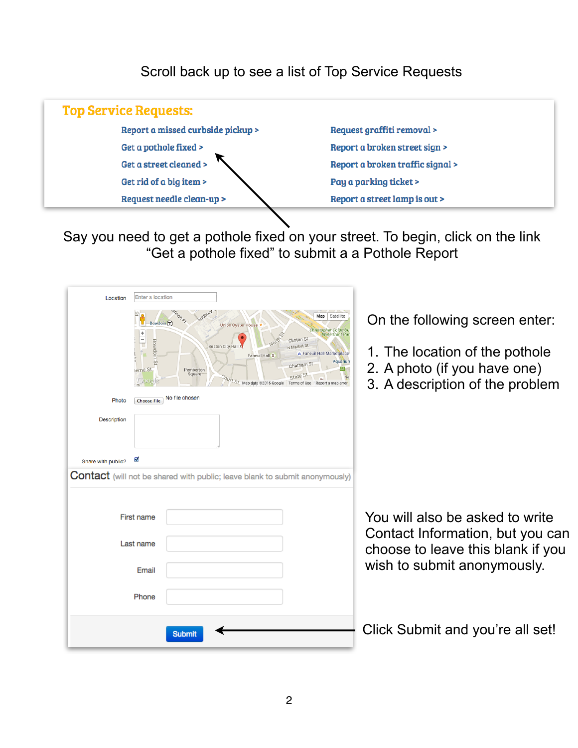Scroll back up to see a list of Top Service Requests

**Top Service Requests:**

- Report a missed curbside pickup >
- Get a pothole fixed >
- Get a street cleaned >
- Get rid of a big item >
- Request needle clean-up >
- Request graffiti removal >
- Report a broken street sign >
- Report a broken traffic signal >
- Pay a parking ticket >
- Report a street lamp is out >

Say you need to get a pothole fixed on your street. To begin, click on the link "Get a pothole fixed" to submit a a Pothole Report

Location: Enter a location

Photo: Choose File | No file chosen

Description

Share with public?

Contact (will not be shared with public; leave blank to submit anonymously)

First name

Last name

Email

Phone

Submit

On the following screen enter:

1. The location of the pothole
2. A photo (if you have one)
3. A description of the problem

You will also be asked to write Contact Information, but you can choose to leave this blank if you wish to submit anonymously.

Click Submit and you're all set!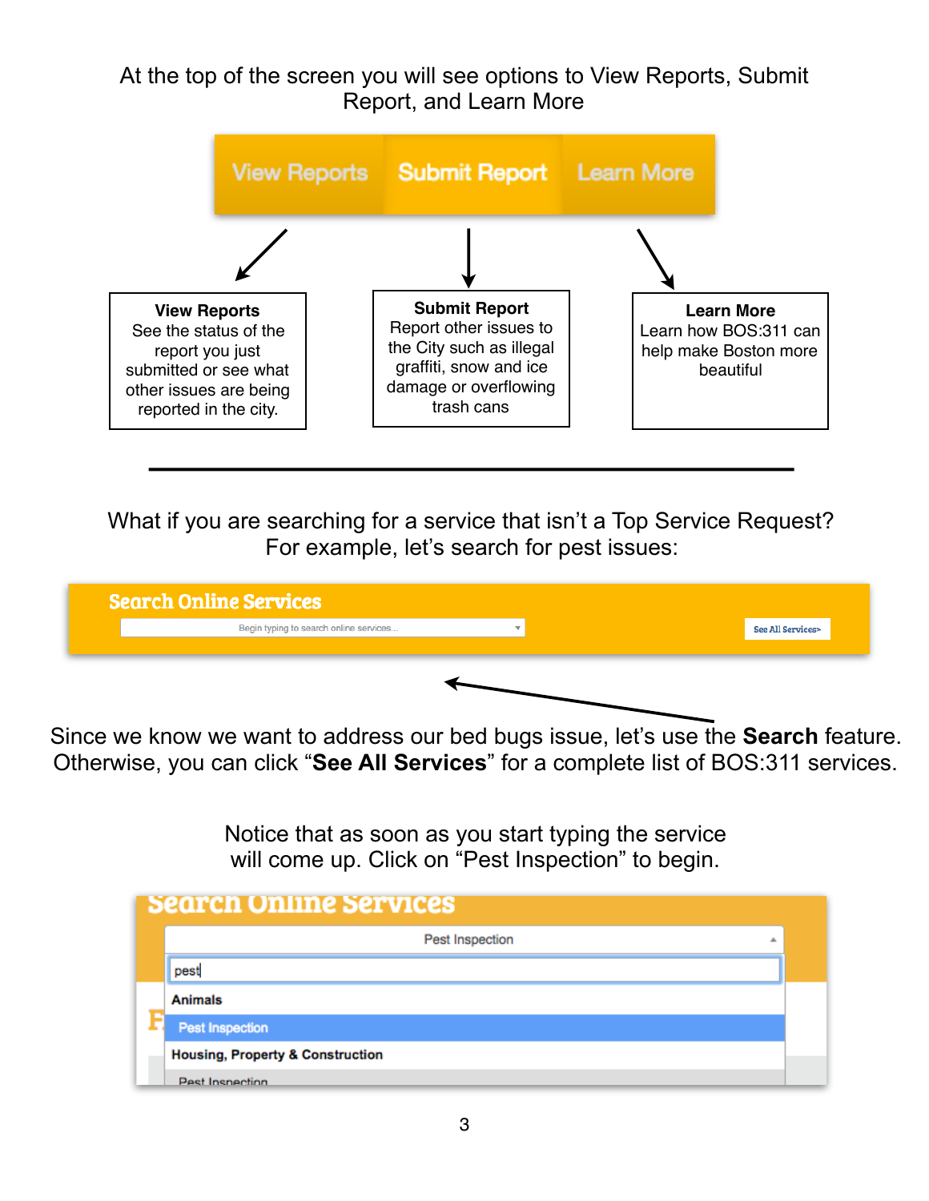At the top of the screen you will see options to View Reports, Submit Report, and Learn More

View Reports Submit Report Learn More

**View Reports**
See the status of the report you just submitted or see what other issues are being reported in the city.

**Submit Report**
Report other issues to the City such as illegal graffiti, snow and ice damage or overflowing trash cans

**Learn More**
Learn how BOS:311 can help make Boston more beautiful

---

What if you are searching for a service that isn't a Top Service Request? For example, let's search for pest issues:

Search Online Services
Begin typing to search online services...
See All Services>

Since we know we want to address our bed bugs issue, let's use the **Search** feature. Otherwise, you can click "**See All Services**" for a complete list of BOS:311 services.

Notice that as soon as you start typing the service will come up. Click on "Pest Inspection" to begin.

Search Online Services
Pest Inspection
pest
**Animals**
Pest Inspection
**Housing, Property & Construction**
Pest Inspection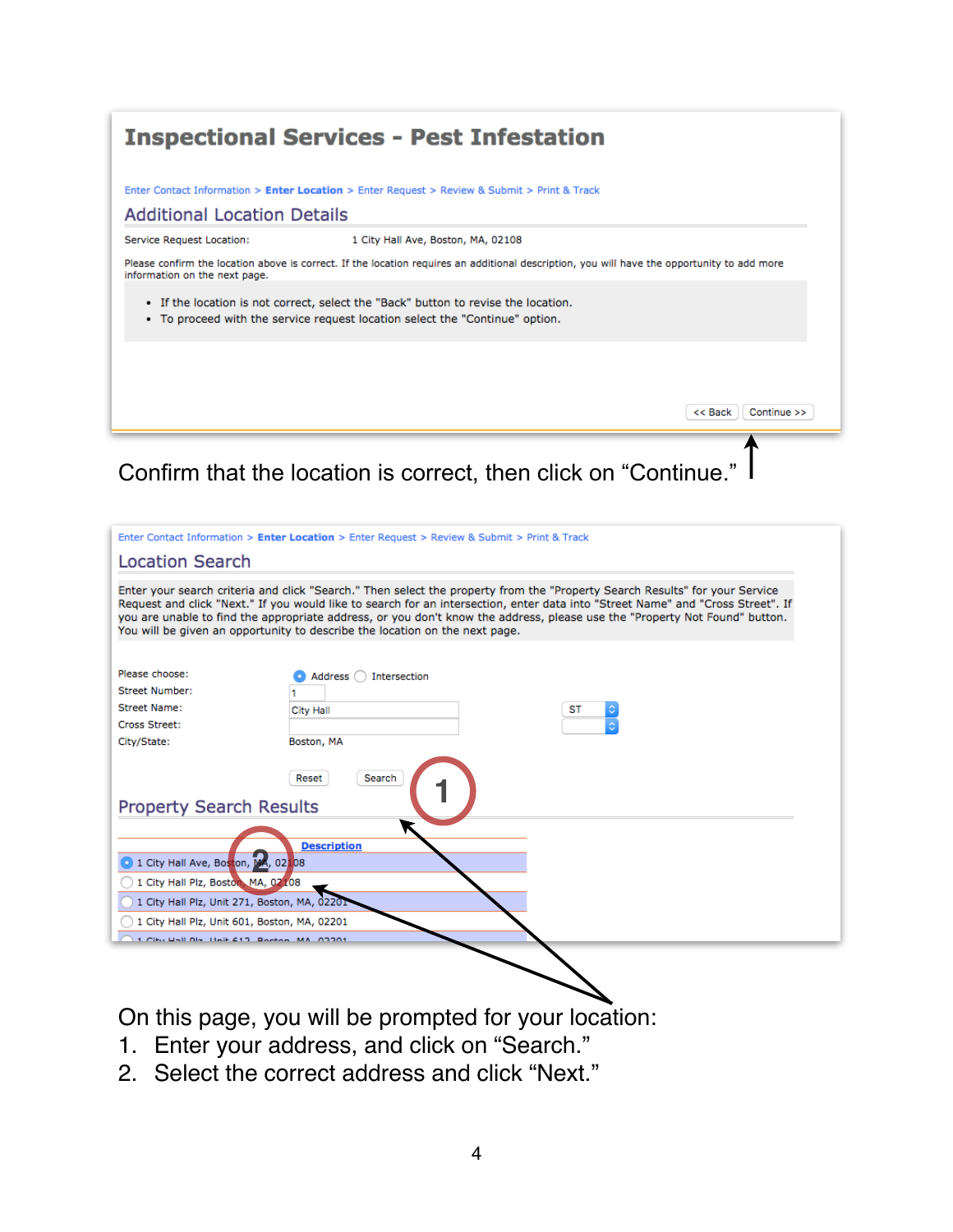## Inspectional Services - Pest Infestation

Enter Contact Information > **Enter Location** > Enter Request > Review & Submit > Print & Track

### Additional Location Details

Service Request Location: 1 City Hall Ave, Boston, MA, 02108

Please confirm the location above is correct. If the location requires an additional description, you will have the opportunity to add more information on the next page.

- If the location is not correct, select the "Back" button to revise the location.
- To proceed with the service request location select the "Continue" option.

<< Back | Continue >>

Confirm that the location is correct, then click on "Continue."

Enter Contact Information > **Enter Location** > Enter Request > Review & Submit > Print & Track

### Location Search

Enter your search criteria and click "Search." Then select the property from the "Property Search Results" for your Service Request and click "Next." If you would like to search for an intersection, enter data into "Street Name" and "Cross Street". If you are unable to find the appropriate address, or you don't know the address, please use the "Property Not Found" button. You will be given an opportunity to describe the location on the next page.

Please choose: Address Intersection
Street Number: 1
Street Name: City Hall ST
Cross Street:
City/State: Boston, MA

Reset Search

1

### Property Search Results

| Description |
|---|
| 1 City Hall Ave, Boston, MA, 02108 |
| 1 City Hall Plz, Boston, MA, 02108 |
| 1 City Hall Plz, Unit 271, Boston, MA, 02201 |
| 1 City Hall Plz, Unit 601, Boston, MA, 02201 |
| 1 City Hall Plz, Unit 612, Boston, MA, 02201 |

2

On this page, you will be prompted for your location:

1. Enter your address, and click on "Search."
2. Select the correct address and click "Next."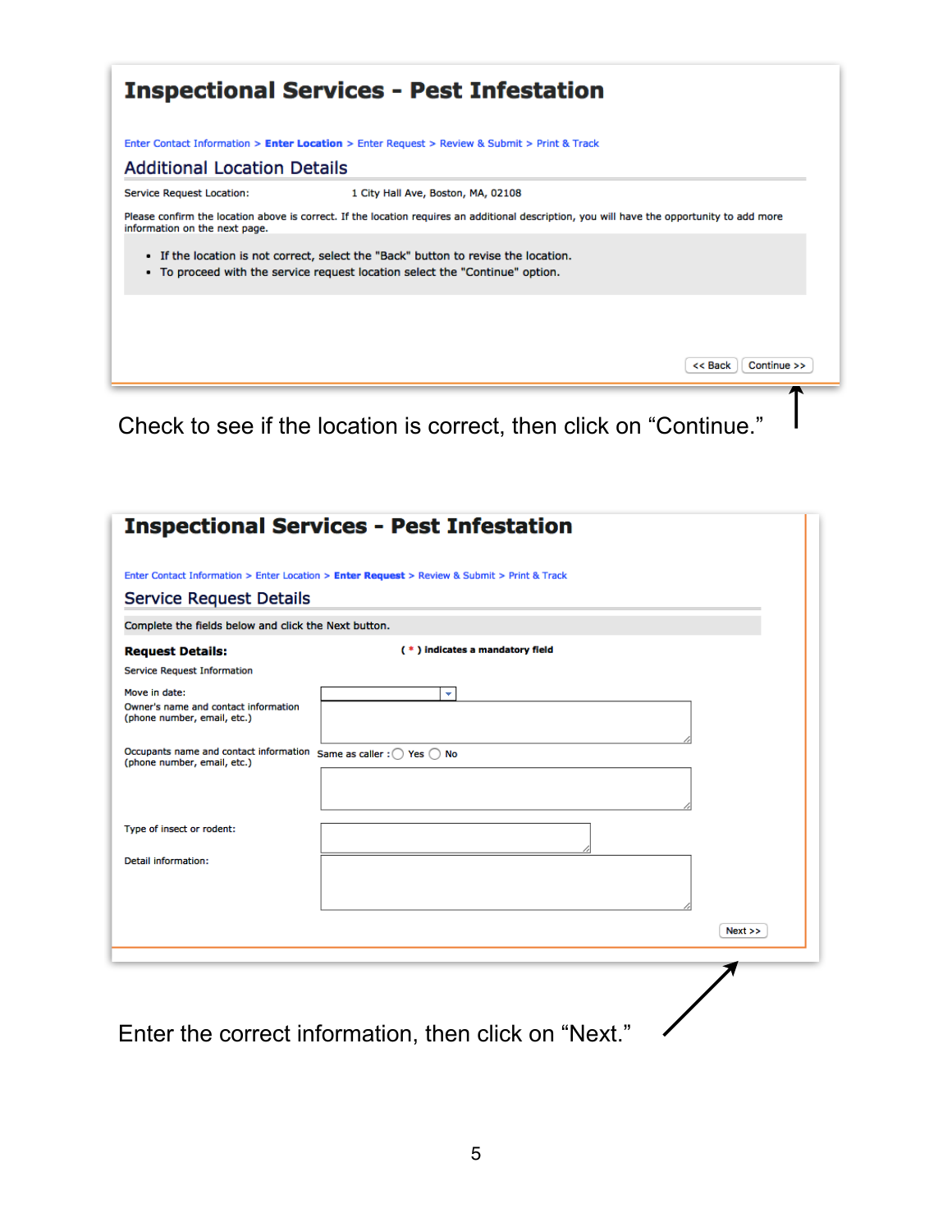# Inspectional Services - Pest Infestation

Enter Contact Information > **Enter Location** > Enter Request > Review & Submit > Print & Track

## Additional Location Details

Service Request Location: 1 City Hall Ave, Boston, MA, 02108

Please confirm the location above is correct. If the location requires an additional description, you will have the opportunity to add more information on the next page.

- If the location is not correct, select the "Back" button to revise the location.
- To proceed with the service request location select the "Continue" option.

<< Back Continue >>

Check to see if the location is correct, then click on "Continue."

# Inspectional Services - Pest Infestation

Enter Contact Information > Enter Location > **Enter Request** > Review & Submit > Print & Track

## Service Request Details

Complete the fields below and click the Next button.

**Request Details:** ( * ) indicates a mandatory field

Service Request Information

Move in date:

Owner's name and contact information (phone number, email, etc.)

Occupants name and contact information (phone number, email, etc.) Same as caller : Yes No

Type of insect or rodent:

Detail information:

Next >>

Enter the correct information, then click on "Next."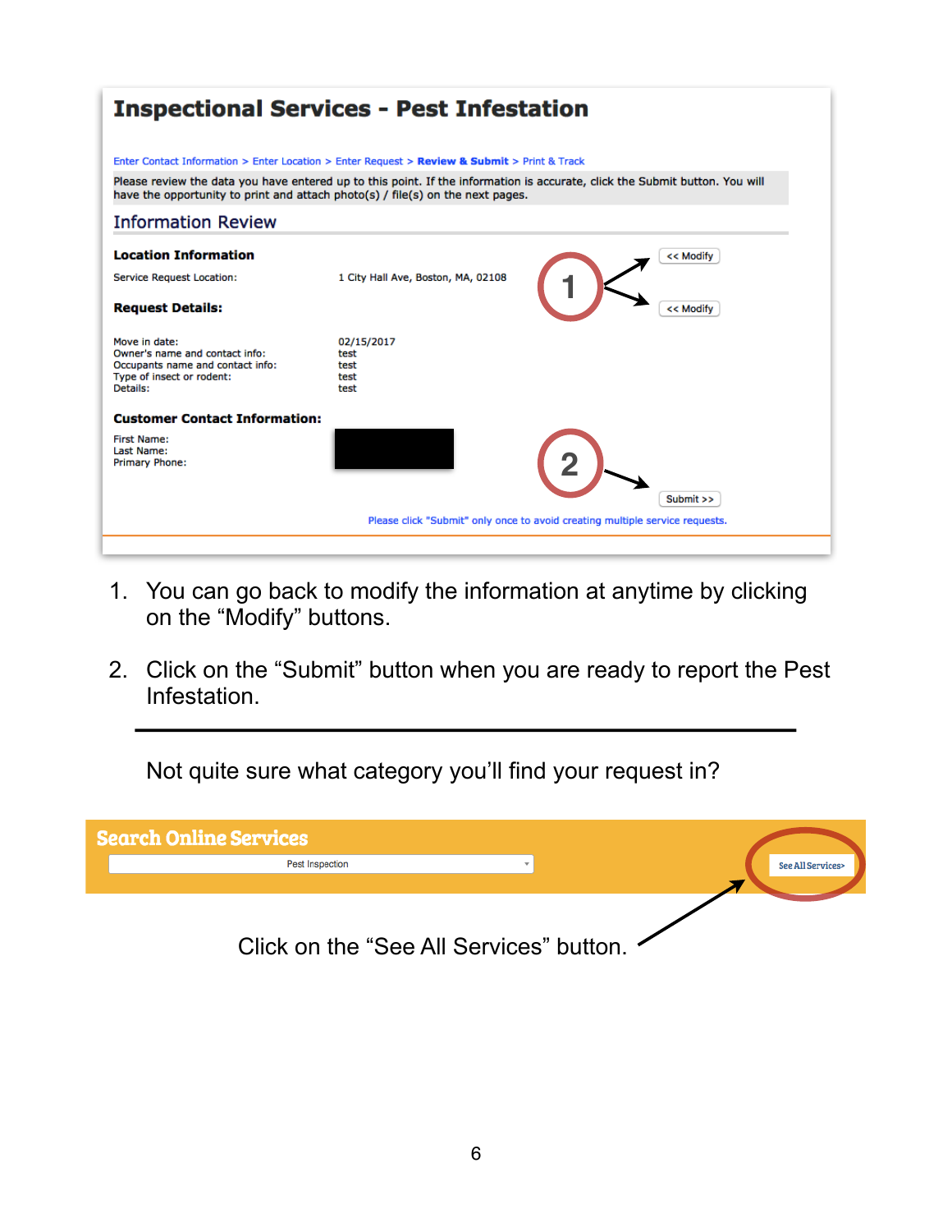# Inspectional Services - Pest Infestation

Enter Contact Information > Enter Location > Enter Request > **Review & Submit** > Print & Track

Please review the data you have entered up to this point. If the information is accurate, click the Submit button. You will have the opportunity to print and attach photo(s) / file(s) on the next pages.

## Information Review

**Location Information**

Service Request Location: 1 City Hall Ave, Boston, MA, 02108

<< Modify

**Request Details:**

<< Modify

Move in date: 02/15/2017
Owner's name and contact info: test
Occupants name and contact info: test
Type of insect or rodent: test
Details: test

**Customer Contact Information:**

First Name:
Last Name:
Primary Phone:

Submit >>

Please click "Submit" only once to avoid creating multiple service requests.

1. You can go back to modify the information at anytime by clicking on the "Modify" buttons.

2. Click on the "Submit" button when you are ready to report the Pest Infestation.

---

Not quite sure what category you'll find your request in?

**Search Online Services**

Pest Inspection

See All Services>

Click on the "See All Services" button.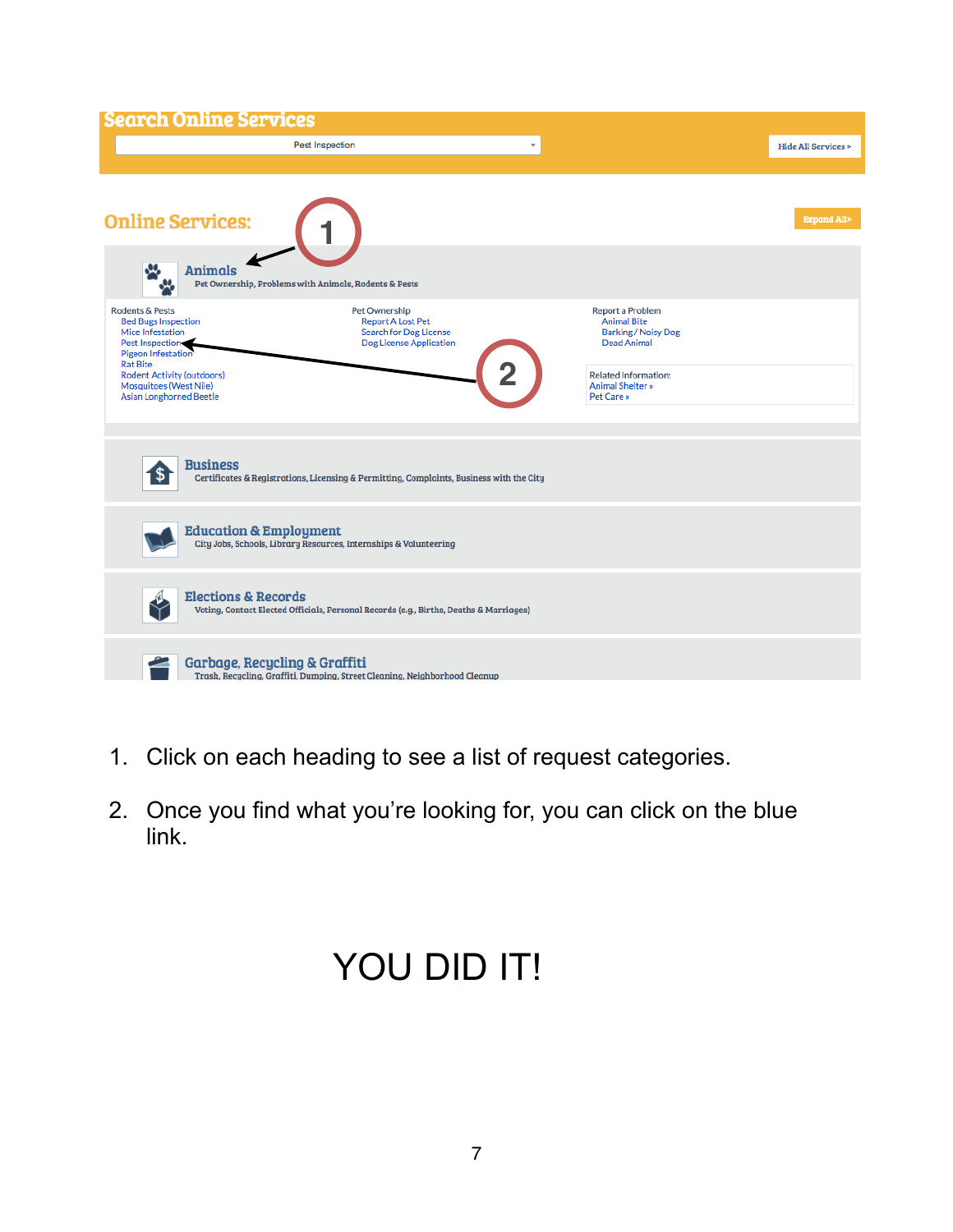# Search Online Services

Pest Inspection

Hide All Services >

## Online Services:

Expand All>

1

**Animals**

Pet Ownership, Problems with Animals, Rodents & Pests

Rodents & Pests
- Bed Bugs Inspection
- Mice Infestation
- Pest Inspection
- Pigeon Infestation
- Rat Bite
- Rodent Activity (outdoors)
- Mosquitoes (West Nile)
- Asian Longhorned Beetle

Pet Ownership
- Report A Lost Pet
- Search for Dog License
- Dog License Application

Report a Problem
- Animal Bite
- Barking / Noisy Dog
- Dead Animal

2

Related Information:
- Animal Shelter »
- Pet Care »

**Business**

Certificates & Registrations, Licensing & Permitting, Complaints, Business with the City

**Education & Employment**

City Jobs, Schools, Library Resources, Internships & Volunteering

**Elections & Records**

Voting, Contact Elected Officials, Personal Records (e.g., Births, Deaths & Marriages)

**Garbage, Recycling & Graffiti**

Trash, Recycling, Graffiti, Dumping, Street Cleaning, Neighborhood Cleanup

1. Click on each heading to see a list of request categories.
2. Once you find what you're looking for, you can click on the blue link.

YOU DID IT!